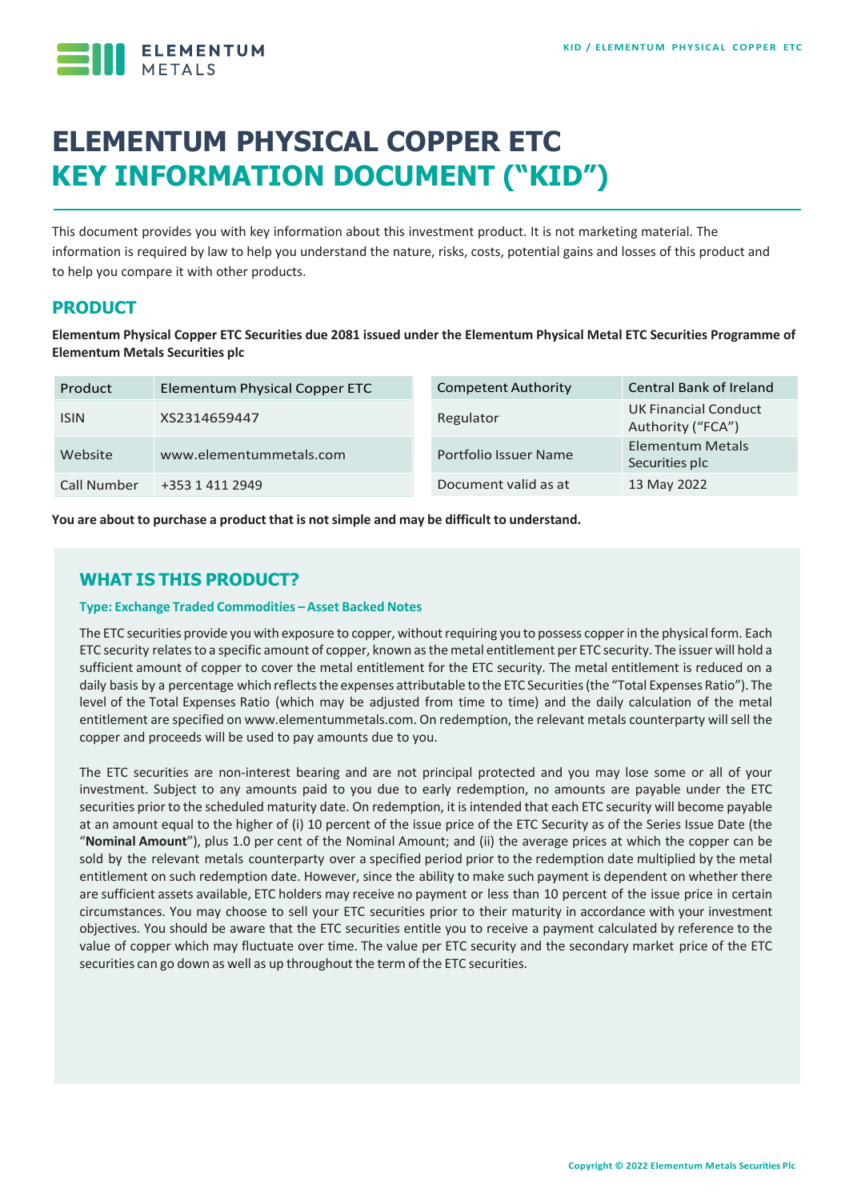# ELEMENTUM PHYSICAL COPPER ETC
# KEY INFORMATION DOCUMENT ("KID")

This document provides you with key information about this investment product. It is not marketing material. The information is required by law to help you understand the nature, risks, costs, potential gains and losses of this product and to help you compare it with other products.

## PRODUCT

**Elementum Physical Copper ETC Securities due 2081 issued under the Elementum Physical Metal ETC Securities Programme of Elementum Metals Securities plc**

| Product | Elementum Physical Copper ETC | Competent Authority | Central Bank of Ireland |
|---|---|---|---|
| ISIN | XS2314659447 | Regulator | UK Financial Conduct Authority ("FCA") |
| Website | www.elementummetals.com | Portfolio Issuer Name | Elementum Metals Securities plc |
| Call Number | +353 1 411 2949 | Document valid as at | 13 May 2022 |

**You are about to purchase a product that is not simple and may be difficult to understand.**

## WHAT IS THIS PRODUCT?

### Type: Exchange Traded Commodities – Asset Backed Notes

The ETC securities provide you with exposure to copper, without requiring you to possess copper in the physical form. Each ETC security relates to a specific amount of copper, known as the metal entitlement per ETC security. The issuer will hold a sufficient amount of copper to cover the metal entitlement for the ETC security. The metal entitlement is reduced on a daily basis by a percentage which reflects the expenses attributable to the ETC Securities (the "Total Expenses Ratio"). The level of the Total Expenses Ratio (which may be adjusted from time to time) and the daily calculation of the metal entitlement are specified on www.elementummetals.com. On redemption, the relevant metals counterparty will sell the copper and proceeds will be used to pay amounts due to you.

The ETC securities are non-interest bearing and are not principal protected and you may lose some or all of your investment. Subject to any amounts paid to you due to early redemption, no amounts are payable under the ETC securities prior to the scheduled maturity date. On redemption, it is intended that each ETC security will become payable at an amount equal to the higher of (i) 10 percent of the issue price of the ETC Security as of the Series Issue Date (the "**Nominal Amount**"), plus 1.0 per cent of the Nominal Amount; and (ii) the average prices at which the copper can be sold by the relevant metals counterparty over a specified period prior to the redemption date multiplied by the metal entitlement on such redemption date. However, since the ability to make such payment is dependent on whether there are sufficient assets available, ETC holders may receive no payment or less than 10 percent of the issue price in certain circumstances. You may choose to sell your ETC securities prior to their maturity in accordance with your investment objectives. You should be aware that the ETC securities entitle you to receive a payment calculated by reference to the value of copper which may fluctuate over time. The value per ETC security and the secondary market price of the ETC securities can go down as well as up throughout the term of the ETC securities.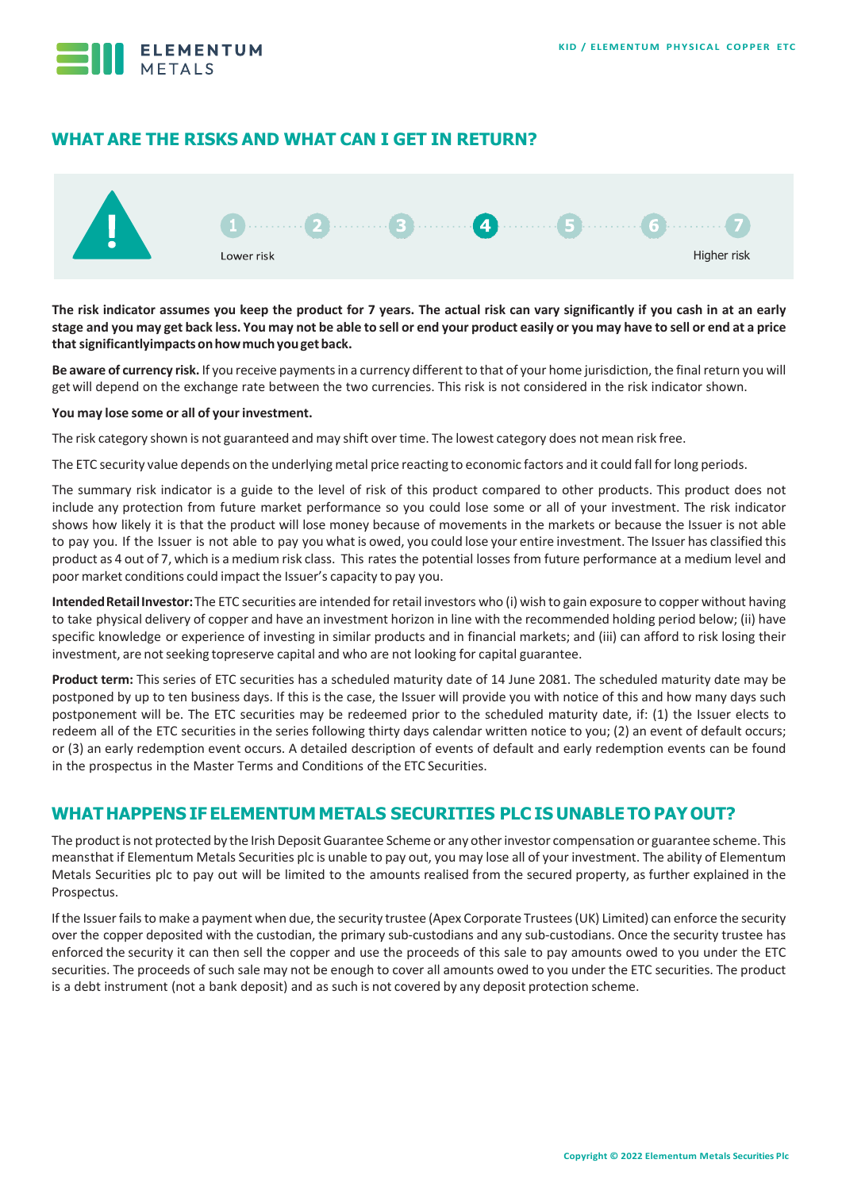## WHAT ARE THE RISKS AND WHAT CAN I GET IN RETURN?

1 2 3 **4** 5 6 7

Lower risk — Higher risk

**The risk indicator assumes you keep the product for 7 years. The actual risk can vary significantly if you cash in at an early stage and you may get back less. You may not be able to sell or end your product easily or you may have to sell or end at a price that significantlyimpacts onhowmuch yougetback.**

**Be aware of currency risk.** If you receive payments in a currency different to that of your home jurisdiction, the final return you will get will depend on the exchange rate between the two currencies. This risk is not considered in the risk indicator shown.

**You may lose some or all of your investment.**

The risk category shown is not guaranteed and may shift over time. The lowest category does not mean risk free.

The ETC security value depends on the underlying metal price reacting to economic factors and it could fall for long periods.

The summary risk indicator is a guide to the level of risk of this product compared to other products. This product does not include any protection from future market performance so you could lose some or all of your investment. The risk indicator shows how likely it is that the product will lose money because of movements in the markets or because the Issuer is not able to pay you. If the Issuer is not able to pay you what is owed, you could lose your entire investment. The Issuer has classified this product as 4 out of 7, which is a medium risk class. This rates the potential losses from future performance at a medium level and poor market conditions could impact the Issuer's capacity to pay you.

**IntendedRetailInvestor:** The ETC securities are intended for retail investors who (i) wish to gain exposure to copper without having to take physical delivery of copper and have an investment horizon in line with the recommended holding period below; (ii) have specific knowledge or experience of investing in similar products and in financial markets; and (iii) can afford to risk losing their investment, are not seeking topreserve capital and who are not looking for capital guarantee.

**Product term:** This series of ETC securities has a scheduled maturity date of 14 June 2081. The scheduled maturity date may be postponed by up to ten business days. If this is the case, the Issuer will provide you with notice of this and how many days such postponement will be. The ETC securities may be redeemed prior to the scheduled maturity date, if: (1) the Issuer elects to redeem all of the ETC securities in the series following thirty days calendar written notice to you; (2) an event of default occurs; or (3) an early redemption event occurs. A detailed description of events of default and early redemption events can be found in the prospectus in the Master Terms and Conditions of the ETC Securities.

## WHAT HAPPENS IF ELEMENTUM METALS SECURITIES PLC IS UNABLE TO PAY OUT?

The product is not protected by the Irish Deposit Guarantee Scheme or any other investor compensation or guarantee scheme. This meansthat if Elementum Metals Securities plc is unable to pay out, you may lose all of your investment. The ability of Elementum Metals Securities plc to pay out will be limited to the amounts realised from the secured property, as further explained in the Prospectus.

If the Issuer fails to make a payment when due, the security trustee (Apex Corporate Trustees (UK) Limited) can enforce the security over the copper deposited with the custodian, the primary sub-custodians and any sub-custodians. Once the security trustee has enforced the security it can then sell the copper and use the proceeds of this sale to pay amounts owed to you under the ETC securities. The proceeds of such sale may not be enough to cover all amounts owed to you under the ETC securities. The product is a debt instrument (not a bank deposit) and as such is not covered by any deposit protection scheme.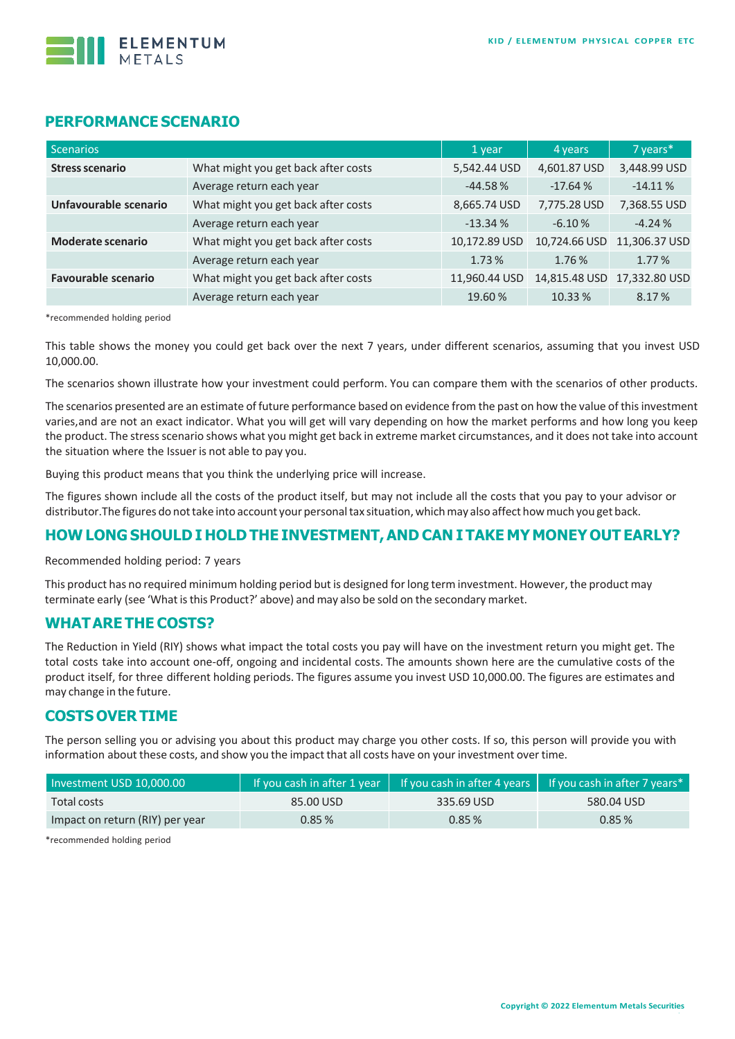## PERFORMANCE SCENARIO

| Scenarios | | 1 year | 4 years | 7 years* |
|---|---|---|---|---|
| **Stress scenario** | What might you get back after costs | 5,542.44 USD | 4,601.87 USD | 3,448.99 USD |
| | Average return each year | -44.58 % | -17.64 % | -14.11 % |
| **Unfavourable scenario** | What might you get back after costs | 8,665.74 USD | 7,775.28 USD | 7,368.55 USD |
| | Average return each year | -13.34 % | -6.10 % | -4.24 % |
| **Moderate scenario** | What might you get back after costs | 10,172.89 USD | 10,724.66 USD | 11,306.37 USD |
| | Average return each year | 1.73 % | 1.76 % | 1.77 % |
| **Favourable scenario** | What might you get back after costs | 11,960.44 USD | 14,815.48 USD | 17,332.80 USD |
| | Average return each year | 19.60 % | 10.33 % | 8.17 % |

*recommended holding period

This table shows the money you could get back over the next 7 years, under different scenarios, assuming that you invest USD 10,000.00.

The scenarios shown illustrate how your investment could perform. You can compare them with the scenarios of other products.

The scenarios presented are an estimate of future performance based on evidence from the past on how the value of this investment varies,and are not an exact indicator. What you will get will vary depending on how the market performs and how long you keep the product. The stress scenario shows what you might get back in extreme market circumstances, and it does not take into account the situation where the Issuer is not able to pay you.

Buying this product means that you think the underlying price will increase.

The figures shown include all the costs of the product itself, but may not include all the costs that you pay to your advisor or distributor.The figures do not take into account your personal tax situation, which may also affect how much you get back.

## HOW LONG SHOULD I HOLD THE INVESTMENT, AND CAN I TAKE MY MONEY OUT EARLY?

Recommended holding period: 7 years

This product has no required minimum holding period but is designed for long term investment. However, the product may terminate early (see 'What is this Product?' above) and may also be sold on the secondary market.

## WHAT ARE THE COSTS?

The Reduction in Yield (RIY) shows what impact the total costs you pay will have on the investment return you might get. The total costs take into account one-off, ongoing and incidental costs. The amounts shown here are the cumulative costs of the product itself, for three different holding periods. The figures assume you invest USD 10,000.00. The figures are estimates and may change in the future.

## COSTS OVER TIME

The person selling you or advising you about this product may charge you other costs. If so, this person will provide you with information about these costs, and show you the impact that all costs have on your investment over time.

| Investment USD 10,000.00 | If you cash in after 1 year | If you cash in after 4 years | If you cash in after 7 years* |
|---|---|---|---|
| Total costs | 85.00 USD | 335.69 USD | 580.04 USD |
| Impact on return (RIY) per year | 0.85 % | 0.85 % | 0.85 % |

*recommended holding period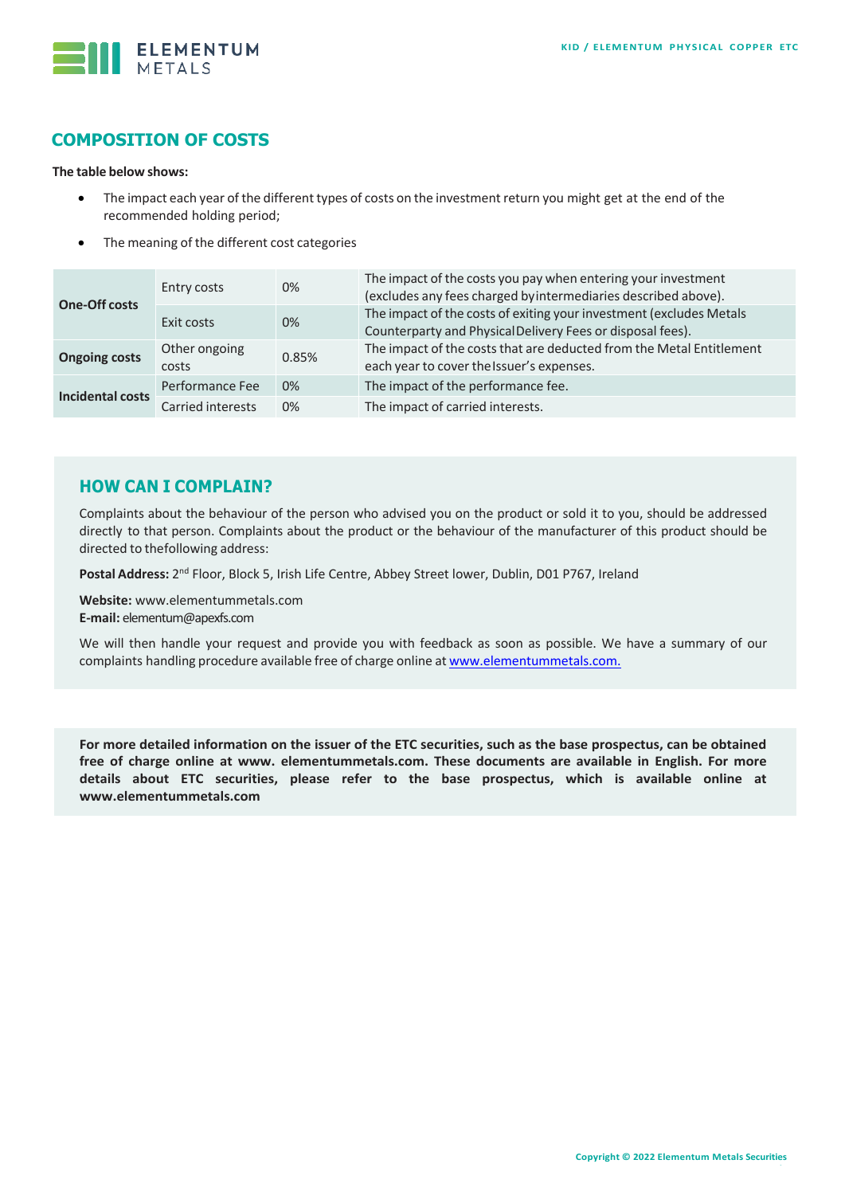## COMPOSITION OF COSTS

**The table below shows:**

- The impact each year of the different types of costs on the investment return you might get at the end of the recommended holding period;
- The meaning of the different cost categories

| | | | |
|---|---|---|---|
| **One-Off costs** | Entry costs | 0% | The impact of the costs you pay when entering your investment (excludes any fees charged by intermediaries described above). |
| | Exit costs | 0% | The impact of the costs of exiting your investment (excludes Metals Counterparty and Physical Delivery Fees or disposal fees). |
| **Ongoing costs** | Other ongoing costs | 0.85% | The impact of the costs that are deducted from the Metal Entitlement each year to cover the Issuer's expenses. |
| **Incidental costs** | Performance Fee | 0% | The impact of the performance fee. |
| | Carried interests | 0% | The impact of carried interests. |

## HOW CAN I COMPLAIN?

Complaints about the behaviour of the person who advised you on the product or sold it to you, should be addressed directly to that person. Complaints about the product or the behaviour of the manufacturer of this product should be directed to the following address:

**Postal Address:** 2nd Floor, Block 5, Irish Life Centre, Abbey Street lower, Dublin, D01 P767, Ireland

**Website:** www.elementummetals.com
**E-mail:** elementum@apexfs.com

We will then handle your request and provide you with feedback as soon as possible. We have a summary of our complaints handling procedure available free of charge online at www.elementummetals.com.

**For more detailed information on the issuer of the ETC securities, such as the base prospectus, can be obtained free of charge online at www. elementummetals.com. These documents are available in English. For more details about ETC securities, please refer to the base prospectus, which is available online at www.elementummetals.com**